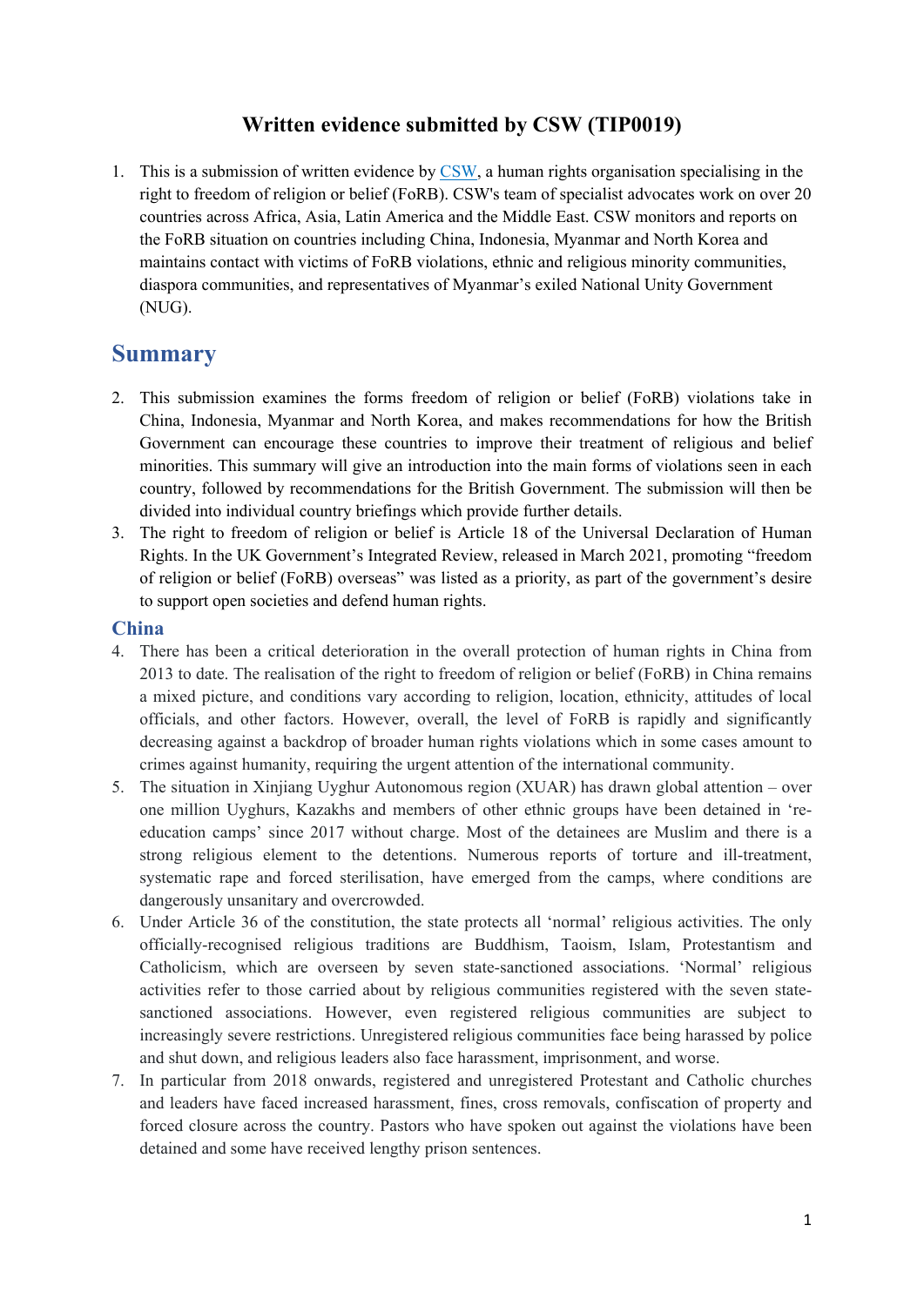# Written evidence submitted by CSW (TIP0019)

1. This is a submission of written evidence by CSW, a human rights organisation specialising in the right to freedom of religion or belief (FoRB). CSW's team of specialist advocates work on over 20 countries across Africa, Asia, Latin America and the Middle East. CSW monitors and reports on the FoRB situation on countries including China, Indonesia, Myanmar and North Korea and maintains contact with victims of FoRB violations, ethnic and religious minority communities, diaspora communities, and representatives of Myanmar's exiled National Unity Government (NUG).

## Summary

2. This submission examines the forms freedom of religion or belief (FoRB) violations take in China, Indonesia, Myanmar and North Korea, and makes recommendations for how the British Government can encourage these countries to improve their treatment of religious and belief minorities. This summary will give an introduction into the main forms of violations seen in each country, followed by recommendations for the British Government. The submission will then be divided into individual country briefings which provide further details.
3. The right to freedom of religion or belief is Article 18 of the Universal Declaration of Human Rights. In the UK Government's Integrated Review, released in March 2021, promoting "freedom of religion or belief (FoRB) overseas" was listed as a priority, as part of the government's desire to support open societies and defend human rights.

### China

4. There has been a critical deterioration in the overall protection of human rights in China from 2013 to date. The realisation of the right to freedom of religion or belief (FoRB) in China remains a mixed picture, and conditions vary according to religion, location, ethnicity, attitudes of local officials, and other factors. However, overall, the level of FoRB is rapidly and significantly decreasing against a backdrop of broader human rights violations which in some cases amount to crimes against humanity, requiring the urgent attention of the international community.
5. The situation in Xinjiang Uyghur Autonomous region (XUAR) has drawn global attention – over one million Uyghurs, Kazakhs and members of other ethnic groups have been detained in 're-education camps' since 2017 without charge. Most of the detainees are Muslim and there is a strong religious element to the detentions. Numerous reports of torture and ill-treatment, systematic rape and forced sterilisation, have emerged from the camps, where conditions are dangerously unsanitary and overcrowded.
6. Under Article 36 of the constitution, the state protects all 'normal' religious activities. The only officially-recognised religious traditions are Buddhism, Taoism, Islam, Protestantism and Catholicism, which are overseen by seven state-sanctioned associations. 'Normal' religious activities refer to those carried about by religious communities registered with the seven state-sanctioned associations. However, even registered religious communities are subject to increasingly severe restrictions. Unregistered religious communities face being harassed by police and shut down, and religious leaders also face harassment, imprisonment, and worse.
7. In particular from 2018 onwards, registered and unregistered Protestant and Catholic churches and leaders have faced increased harassment, fines, cross removals, confiscation of property and forced closure across the country. Pastors who have spoken out against the violations have been detained and some have received lengthy prison sentences.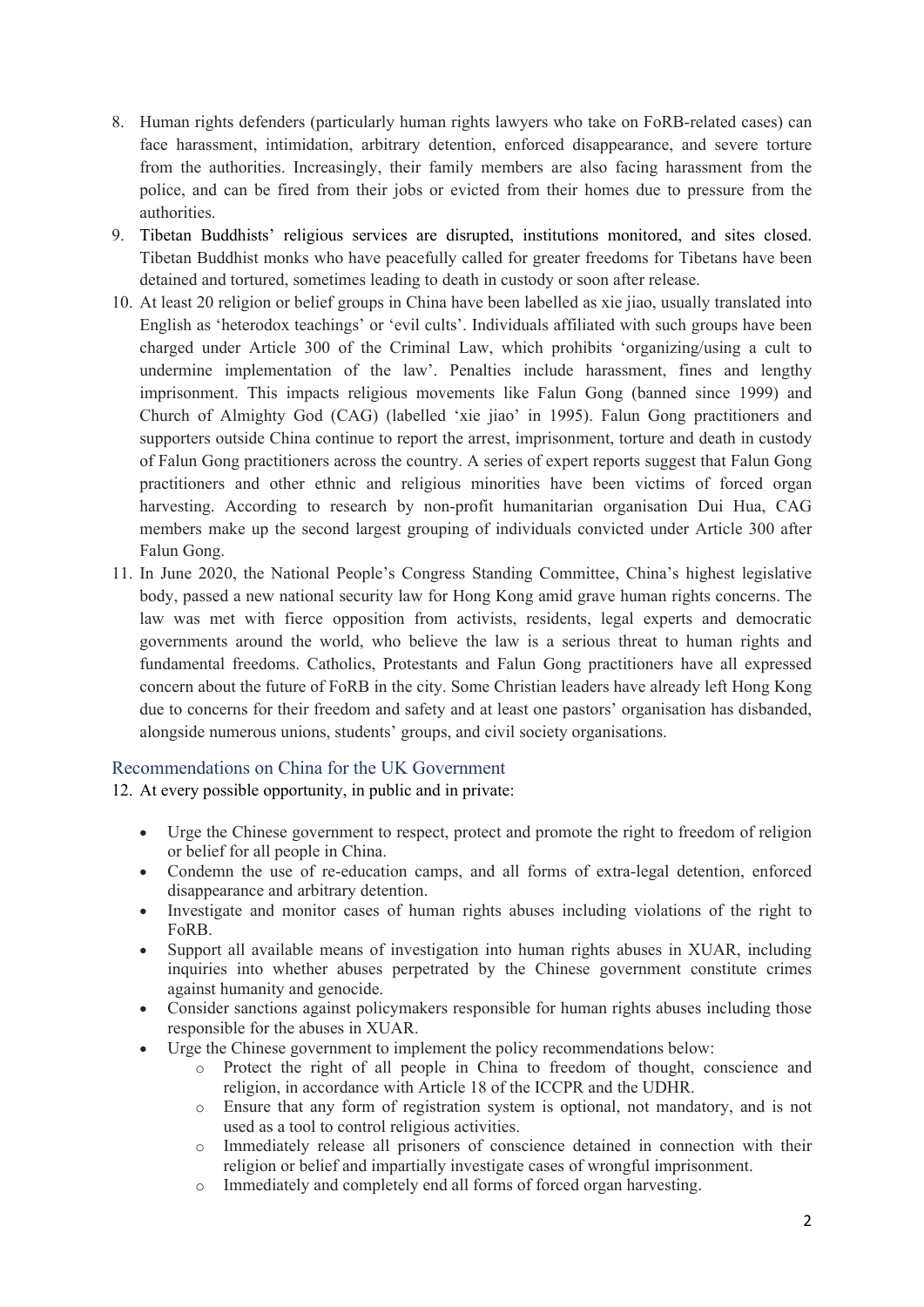8. Human rights defenders (particularly human rights lawyers who take on FoRB-related cases) can face harassment, intimidation, arbitrary detention, enforced disappearance, and severe torture from the authorities. Increasingly, their family members are also facing harassment from the police, and can be fired from their jobs or evicted from their homes due to pressure from the authorities.
9. Tibetan Buddhists' religious services are disrupted, institutions monitored, and sites closed. Tibetan Buddhist monks who have peacefully called for greater freedoms for Tibetans have been detained and tortured, sometimes leading to death in custody or soon after release.
10. At least 20 religion or belief groups in China have been labelled as xie jiao, usually translated into English as 'heterodox teachings' or 'evil cults'. Individuals affiliated with such groups have been charged under Article 300 of the Criminal Law, which prohibits 'organizing/using a cult to undermine implementation of the law'. Penalties include harassment, fines and lengthy imprisonment. This impacts religious movements like Falun Gong (banned since 1999) and Church of Almighty God (CAG) (labelled 'xie jiao' in 1995). Falun Gong practitioners and supporters outside China continue to report the arrest, imprisonment, torture and death in custody of Falun Gong practitioners across the country. A series of expert reports suggest that Falun Gong practitioners and other ethnic and religious minorities have been victims of forced organ harvesting. According to research by non-profit humanitarian organisation Dui Hua, CAG members make up the second largest grouping of individuals convicted under Article 300 after Falun Gong.
11. In June 2020, the National People's Congress Standing Committee, China's highest legislative body, passed a new national security law for Hong Kong amid grave human rights concerns. The law was met with fierce opposition from activists, residents, legal experts and democratic governments around the world, who believe the law is a serious threat to human rights and fundamental freedoms. Catholics, Protestants and Falun Gong practitioners have all expressed concern about the future of FoRB in the city. Some Christian leaders have already left Hong Kong due to concerns for their freedom and safety and at least one pastors' organisation has disbanded, alongside numerous unions, students' groups, and civil society organisations.

## Recommendations on China for the UK Government

12. At every possible opportunity, in public and in private:

- Urge the Chinese government to respect, protect and promote the right to freedom of religion or belief for all people in China.
- Condemn the use of re-education camps, and all forms of extra-legal detention, enforced disappearance and arbitrary detention.
- Investigate and monitor cases of human rights abuses including violations of the right to FoRB.
- Support all available means of investigation into human rights abuses in XUAR, including inquiries into whether abuses perpetrated by the Chinese government constitute crimes against humanity and genocide.
- Consider sanctions against policymakers responsible for human rights abuses including those responsible for the abuses in XUAR.
- Urge the Chinese government to implement the policy recommendations below:
    - Protect the right of all people in China to freedom of thought, conscience and religion, in accordance with Article 18 of the ICCPR and the UDHR.
    - Ensure that any form of registration system is optional, not mandatory, and is not used as a tool to control religious activities.
    - Immediately release all prisoners of conscience detained in connection with their religion or belief and impartially investigate cases of wrongful imprisonment.
    - Immediately and completely end all forms of forced organ harvesting.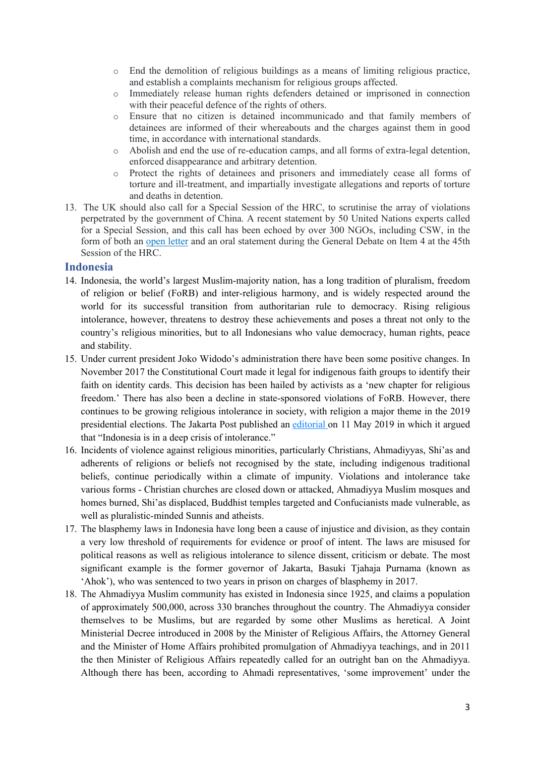- End the demolition of religious buildings as a means of limiting religious practice, and establish a complaints mechanism for religious groups affected.
- Immediately release human rights defenders detained or imprisoned in connection with their peaceful defence of the rights of others.
- Ensure that no citizen is detained incommunicado and that family members of detainees are informed of their whereabouts and the charges against them in good time, in accordance with international standards.
- Abolish and end the use of re-education camps, and all forms of extra-legal detention, enforced disappearance and arbitrary detention.
- Protect the rights of detainees and prisoners and immediately cease all forms of torture and ill-treatment, and impartially investigate allegations and reports of torture and deaths in detention.

13. The UK should also call for a Special Session of the HRC, to scrutinise the array of violations perpetrated by the government of China. A recent statement by 50 United Nations experts called for a Special Session, and this call has been echoed by over 300 NGOs, including CSW, in the form of both an open letter and an oral statement during the General Debate on Item 4 at the 45th Session of the HRC.

## Indonesia

14. Indonesia, the world's largest Muslim-majority nation, has a long tradition of pluralism, freedom of religion or belief (FoRB) and inter-religious harmony, and is widely respected around the world for its successful transition from authoritarian rule to democracy. Rising religious intolerance, however, threatens to destroy these achievements and poses a threat not only to the country's religious minorities, but to all Indonesians who value democracy, human rights, peace and stability.
15. Under current president Joko Widodo's administration there have been some positive changes. In November 2017 the Constitutional Court made it legal for indigenous faith groups to identify their faith on identity cards. This decision has been hailed by activists as a 'new chapter for religious freedom.' There has also been a decline in state-sponsored violations of FoRB. However, there continues to be growing religious intolerance in society, with religion a major theme in the 2019 presidential elections. The Jakarta Post published an editorial on 11 May 2019 in which it argued that "Indonesia is in a deep crisis of intolerance."
16. Incidents of violence against religious minorities, particularly Christians, Ahmadiyyas, Shi'as and adherents of religions or beliefs not recognised by the state, including indigenous traditional beliefs, continue periodically within a climate of impunity. Violations and intolerance take various forms - Christian churches are closed down or attacked, Ahmadiyya Muslim mosques and homes burned, Shi'as displaced, Buddhist temples targeted and Confucianists made vulnerable, as well as pluralistic-minded Sunnis and atheists.
17. The blasphemy laws in Indonesia have long been a cause of injustice and division, as they contain a very low threshold of requirements for evidence or proof of intent. The laws are misused for political reasons as well as religious intolerance to silence dissent, criticism or debate. The most significant example is the former governor of Jakarta, Basuki Tjahaja Purnama (known as 'Ahok'), who was sentenced to two years in prison on charges of blasphemy in 2017.
18. The Ahmadiyya Muslim community has existed in Indonesia since 1925, and claims a population of approximately 500,000, across 330 branches throughout the country. The Ahmadiyya consider themselves to be Muslims, but are regarded by some other Muslims as heretical. A Joint Ministerial Decree introduced in 2008 by the Minister of Religious Affairs, the Attorney General and the Minister of Home Affairs prohibited promulgation of Ahmadiyya teachings, and in 2011 the then Minister of Religious Affairs repeatedly called for an outright ban on the Ahmadiyya. Although there has been, according to Ahmadi representatives, 'some improvement' under the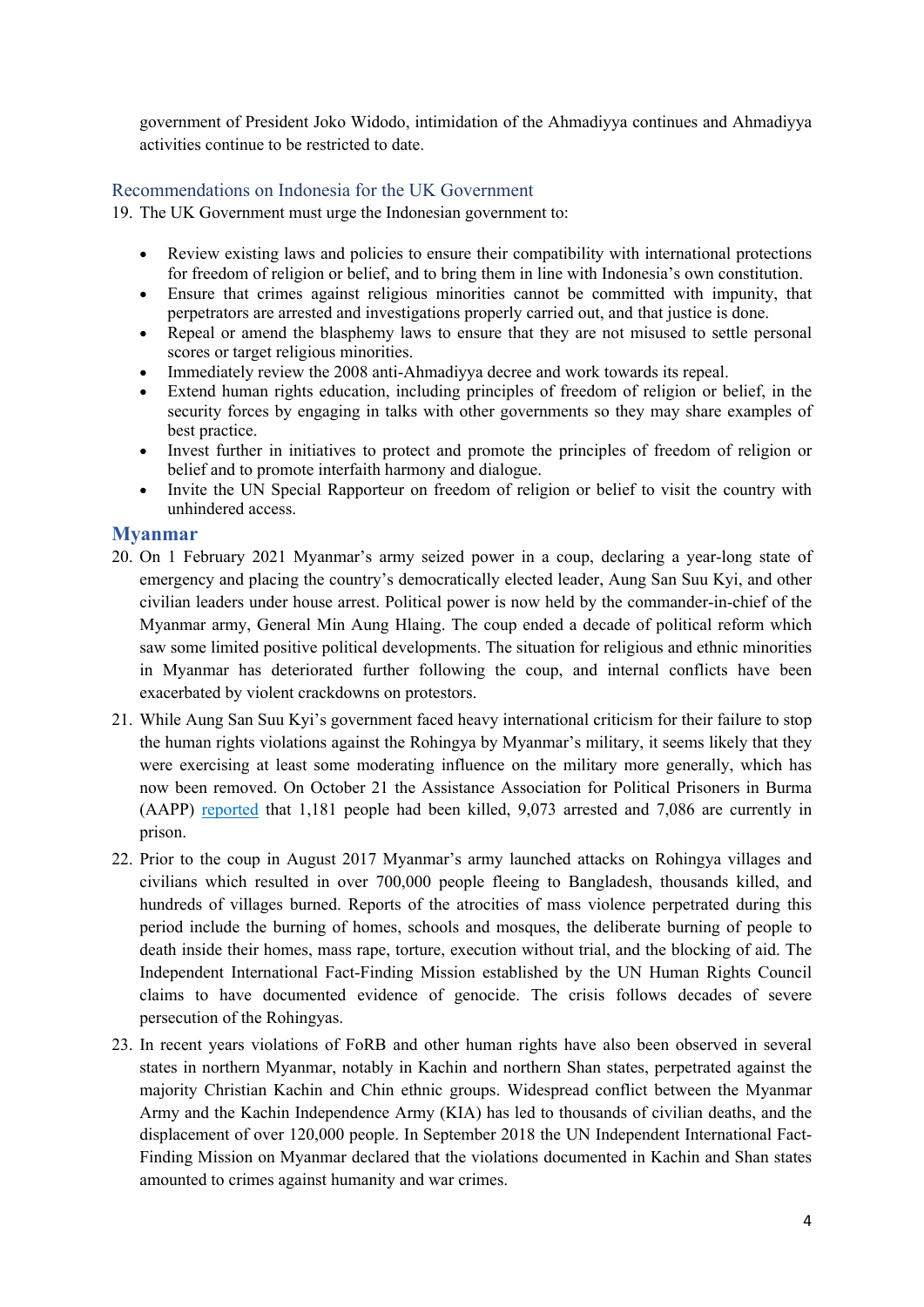government of President Joko Widodo, intimidation of the Ahmadiyya continues and Ahmadiyya activities continue to be restricted to date.

### Recommendations on Indonesia for the UK Government

19. The UK Government must urge the Indonesian government to:

- Review existing laws and policies to ensure their compatibility with international protections for freedom of religion or belief, and to bring them in line with Indonesia's own constitution.
- Ensure that crimes against religious minorities cannot be committed with impunity, that perpetrators are arrested and investigations properly carried out, and that justice is done.
- Repeal or amend the blasphemy laws to ensure that they are not misused to settle personal scores or target religious minorities.
- Immediately review the 2008 anti-Ahmadiyya decree and work towards its repeal.
- Extend human rights education, including principles of freedom of religion or belief, in the security forces by engaging in talks with other governments so they may share examples of best practice.
- Invest further in initiatives to protect and promote the principles of freedom of religion or belief and to promote interfaith harmony and dialogue.
- Invite the UN Special Rapporteur on freedom of religion or belief to visit the country with unhindered access.

## Myanmar

20. On 1 February 2021 Myanmar's army seized power in a coup, declaring a year-long state of emergency and placing the country's democratically elected leader, Aung San Suu Kyi, and other civilian leaders under house arrest. Political power is now held by the commander-in-chief of the Myanmar army, General Min Aung Hlaing. The coup ended a decade of political reform which saw some limited positive political developments. The situation for religious and ethnic minorities in Myanmar has deteriorated further following the coup, and internal conflicts have been exacerbated by violent crackdowns on protestors.

21. While Aung San Suu Kyi's government faced heavy international criticism for their failure to stop the human rights violations against the Rohingya by Myanmar's military, it seems likely that they were exercising at least some moderating influence on the military more generally, which has now been removed. On October 21 the Assistance Association for Political Prisoners in Burma (AAPP) reported that 1,181 people had been killed, 9,073 arrested and 7,086 are currently in prison.

22. Prior to the coup in August 2017 Myanmar's army launched attacks on Rohingya villages and civilians which resulted in over 700,000 people fleeing to Bangladesh, thousands killed, and hundreds of villages burned. Reports of the atrocities of mass violence perpetrated during this period include the burning of homes, schools and mosques, the deliberate burning of people to death inside their homes, mass rape, torture, execution without trial, and the blocking of aid. The Independent International Fact-Finding Mission established by the UN Human Rights Council claims to have documented evidence of genocide. The crisis follows decades of severe persecution of the Rohingyas.

23. In recent years violations of FoRB and other human rights have also been observed in several states in northern Myanmar, notably in Kachin and northern Shan states, perpetrated against the majority Christian Kachin and Chin ethnic groups. Widespread conflict between the Myanmar Army and the Kachin Independence Army (KIA) has led to thousands of civilian deaths, and the displacement of over 120,000 people. In September 2018 the UN Independent International Fact-Finding Mission on Myanmar declared that the violations documented in Kachin and Shan states amounted to crimes against humanity and war crimes.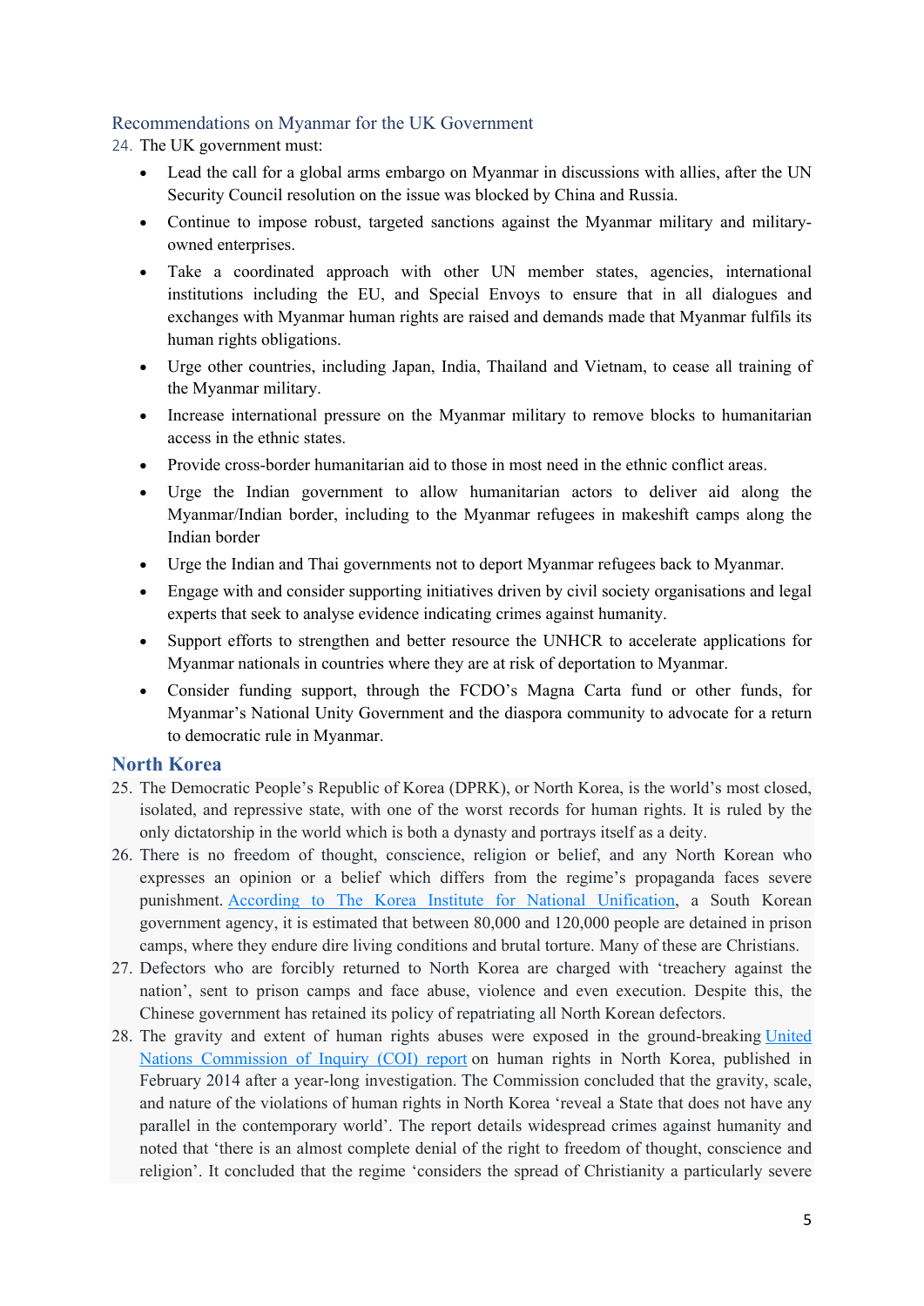### Recommendations on Myanmar for the UK Government

24. The UK government must:

- Lead the call for a global arms embargo on Myanmar in discussions with allies, after the UN Security Council resolution on the issue was blocked by China and Russia.
- Continue to impose robust, targeted sanctions against the Myanmar military and military-owned enterprises.
- Take a coordinated approach with other UN member states, agencies, international institutions including the EU, and Special Envoys to ensure that in all dialogues and exchanges with Myanmar human rights are raised and demands made that Myanmar fulfils its human rights obligations.
- Urge other countries, including Japan, India, Thailand and Vietnam, to cease all training of the Myanmar military.
- Increase international pressure on the Myanmar military to remove blocks to humanitarian access in the ethnic states.
- Provide cross-border humanitarian aid to those in most need in the ethnic conflict areas.
- Urge the Indian government to allow humanitarian actors to deliver aid along the Myanmar/Indian border, including to the Myanmar refugees in makeshift camps along the Indian border
- Urge the Indian and Thai governments not to deport Myanmar refugees back to Myanmar.
- Engage with and consider supporting initiatives driven by civil society organisations and legal experts that seek to analyse evidence indicating crimes against humanity.
- Support efforts to strengthen and better resource the UNHCR to accelerate applications for Myanmar nationals in countries where they are at risk of deportation to Myanmar.
- Consider funding support, through the FCDO's Magna Carta fund or other funds, for Myanmar's National Unity Government and the diaspora community to advocate for a return to democratic rule in Myanmar.

## North Korea

25. The Democratic People's Republic of Korea (DPRK), or North Korea, is the world's most closed, isolated, and repressive state, with one of the worst records for human rights. It is ruled by the only dictatorship in the world which is both a dynasty and portrays itself as a deity.
26. There is no freedom of thought, conscience, religion or belief, and any North Korean who expresses an opinion or a belief which differs from the regime's propaganda faces severe punishment. According to The Korea Institute for National Unification, a South Korean government agency, it is estimated that between 80,000 and 120,000 people are detained in prison camps, where they endure dire living conditions and brutal torture. Many of these are Christians.
27. Defectors who are forcibly returned to North Korea are charged with 'treachery against the nation', sent to prison camps and face abuse, violence and even execution. Despite this, the Chinese government has retained its policy of repatriating all North Korean defectors.
28. The gravity and extent of human rights abuses were exposed in the ground-breaking United Nations Commission of Inquiry (COI) report on human rights in North Korea, published in February 2014 after a year-long investigation. The Commission concluded that the gravity, scale, and nature of the violations of human rights in North Korea 'reveal a State that does not have any parallel in the contemporary world'. The report details widespread crimes against humanity and noted that 'there is an almost complete denial of the right to freedom of thought, conscience and religion'. It concluded that the regime 'considers the spread of Christianity a particularly severe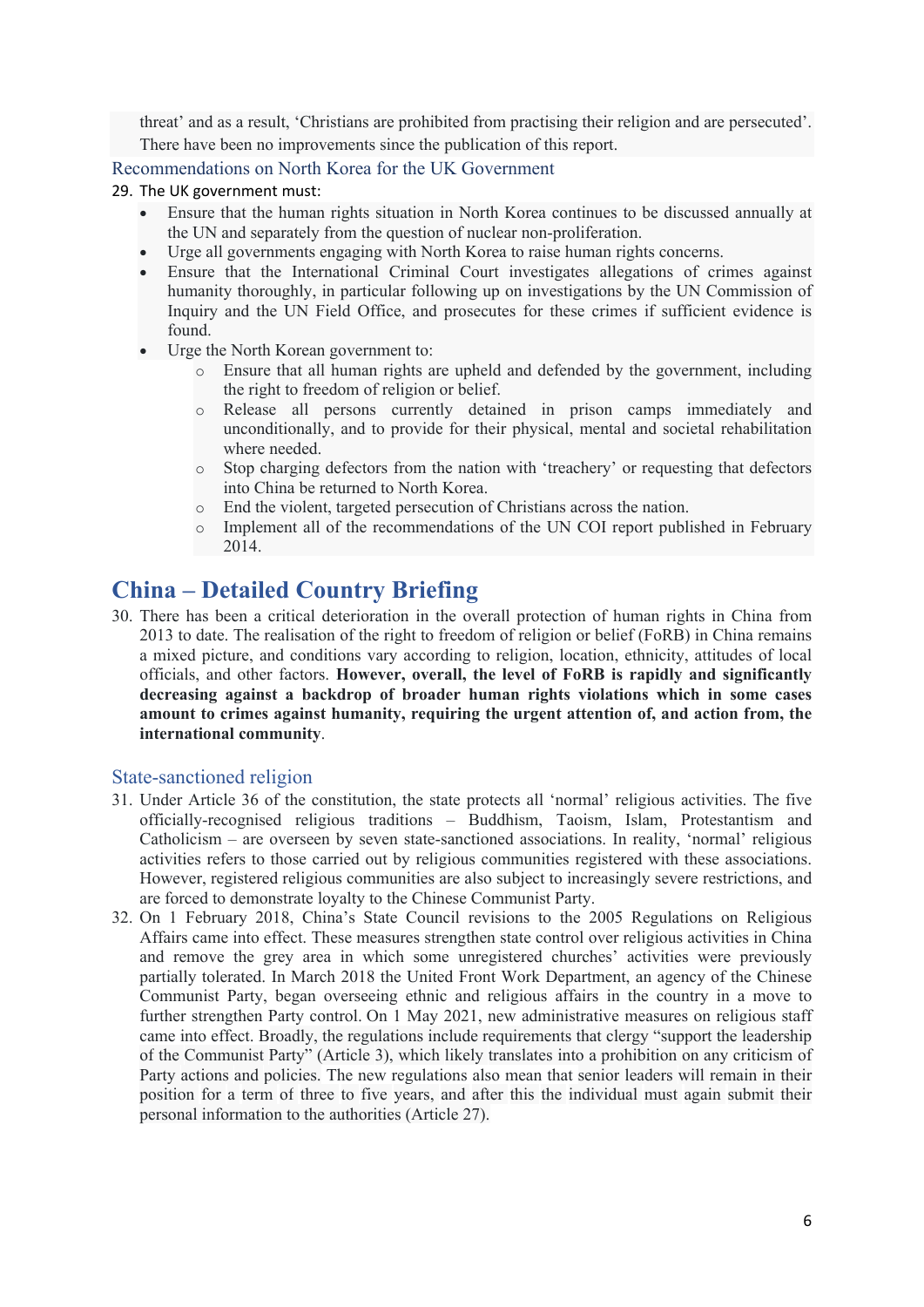threat' and as a result, 'Christians are prohibited from practising their religion and are persecuted'. There have been no improvements since the publication of this report.

### Recommendations on North Korea for the UK Government

29. The UK government must:
    - Ensure that the human rights situation in North Korea continues to be discussed annually at the UN and separately from the question of nuclear non-proliferation.
    - Urge all governments engaging with North Korea to raise human rights concerns.
    - Ensure that the International Criminal Court investigates allegations of crimes against humanity thoroughly, in particular following up on investigations by the UN Commission of Inquiry and the UN Field Office, and prosecutes for these crimes if sufficient evidence is found.
    - Urge the North Korean government to:
        - Ensure that all human rights are upheld and defended by the government, including the right to freedom of religion or belief.
        - Release all persons currently detained in prison camps immediately and unconditionally, and to provide for their physical, mental and societal rehabilitation where needed.
        - Stop charging defectors from the nation with 'treachery' or requesting that defectors into China be returned to North Korea.
        - End the violent, targeted persecution of Christians across the nation.
        - Implement all of the recommendations of the UN COI report published in February 2014.

## China – Detailed Country Briefing

30. There has been a critical deterioration in the overall protection of human rights in China from 2013 to date. The realisation of the right to freedom of religion or belief (FoRB) in China remains a mixed picture, and conditions vary according to religion, location, ethnicity, attitudes of local officials, and other factors. **However, overall, the level of FoRB is rapidly and significantly decreasing against a backdrop of broader human rights violations which in some cases amount to crimes against humanity, requiring the urgent attention of, and action from, the international community**.

### State-sanctioned religion

31. Under Article 36 of the constitution, the state protects all 'normal' religious activities. The five officially-recognised religious traditions – Buddhism, Taoism, Islam, Protestantism and Catholicism – are overseen by seven state-sanctioned associations. In reality, 'normal' religious activities refers to those carried out by religious communities registered with these associations. However, registered religious communities are also subject to increasingly severe restrictions, and are forced to demonstrate loyalty to the Chinese Communist Party.
32. On 1 February 2018, China's State Council revisions to the 2005 Regulations on Religious Affairs came into effect. These measures strengthen state control over religious activities in China and remove the grey area in which some unregistered churches' activities were previously partially tolerated. In March 2018 the United Front Work Department, an agency of the Chinese Communist Party, began overseeing ethnic and religious affairs in the country in a move to further strengthen Party control. On 1 May 2021, new administrative measures on religious staff came into effect. Broadly, the regulations include requirements that clergy "support the leadership of the Communist Party" (Article 3), which likely translates into a prohibition on any criticism of Party actions and policies. The new regulations also mean that senior leaders will remain in their position for a term of three to five years, and after this the individual must again submit their personal information to the authorities (Article 27).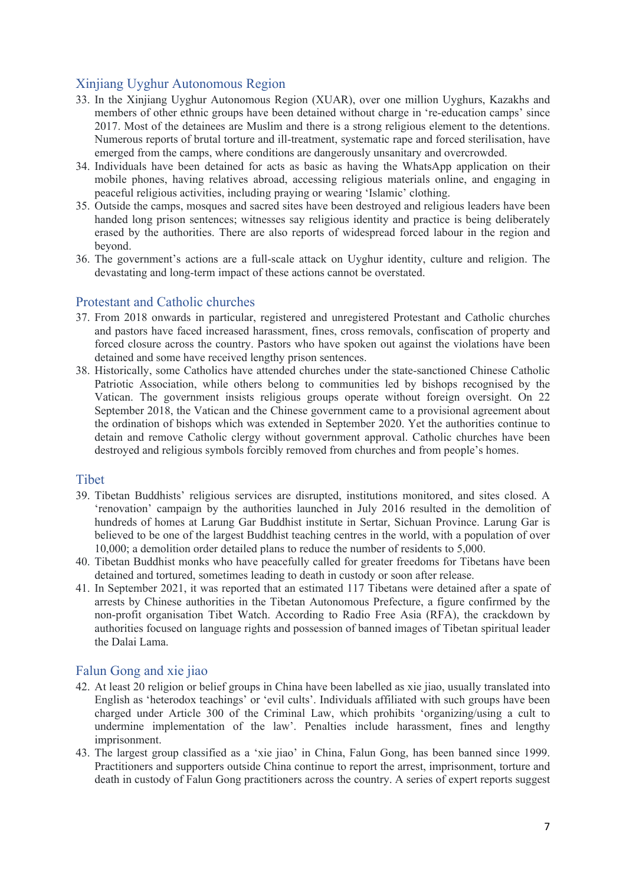## Xinjiang Uyghur Autonomous Region

33. In the Xinjiang Uyghur Autonomous Region (XUAR), over one million Uyghurs, Kazakhs and members of other ethnic groups have been detained without charge in 're-education camps' since 2017. Most of the detainees are Muslim and there is a strong religious element to the detentions. Numerous reports of brutal torture and ill-treatment, systematic rape and forced sterilisation, have emerged from the camps, where conditions are dangerously unsanitary and overcrowded.
34. Individuals have been detained for acts as basic as having the WhatsApp application on their mobile phones, having relatives abroad, accessing religious materials online, and engaging in peaceful religious activities, including praying or wearing 'Islamic' clothing.
35. Outside the camps, mosques and sacred sites have been destroyed and religious leaders have been handed long prison sentences; witnesses say religious identity and practice is being deliberately erased by the authorities. There are also reports of widespread forced labour in the region and beyond.
36. The government's actions are a full-scale attack on Uyghur identity, culture and religion. The devastating and long-term impact of these actions cannot be overstated.

## Protestant and Catholic churches

37. From 2018 onwards in particular, registered and unregistered Protestant and Catholic churches and pastors have faced increased harassment, fines, cross removals, confiscation of property and forced closure across the country. Pastors who have spoken out against the violations have been detained and some have received lengthy prison sentences.
38. Historically, some Catholics have attended churches under the state-sanctioned Chinese Catholic Patriotic Association, while others belong to communities led by bishops recognised by the Vatican. The government insists religious groups operate without foreign oversight. On 22 September 2018, the Vatican and the Chinese government came to a provisional agreement about the ordination of bishops which was extended in September 2020. Yet the authorities continue to detain and remove Catholic clergy without government approval. Catholic churches have been destroyed and religious symbols forcibly removed from churches and from people's homes.

## Tibet

39. Tibetan Buddhists' religious services are disrupted, institutions monitored, and sites closed. A 'renovation' campaign by the authorities launched in July 2016 resulted in the demolition of hundreds of homes at Larung Gar Buddhist institute in Sertar, Sichuan Province. Larung Gar is believed to be one of the largest Buddhist teaching centres in the world, with a population of over 10,000; a demolition order detailed plans to reduce the number of residents to 5,000.
40. Tibetan Buddhist monks who have peacefully called for greater freedoms for Tibetans have been detained and tortured, sometimes leading to death in custody or soon after release.
41. In September 2021, it was reported that an estimated 117 Tibetans were detained after a spate of arrests by Chinese authorities in the Tibetan Autonomous Prefecture, a figure confirmed by the non-profit organisation Tibet Watch. According to Radio Free Asia (RFA), the crackdown by authorities focused on language rights and possession of banned images of Tibetan spiritual leader the Dalai Lama.

## Falun Gong and xie jiao

42. At least 20 religion or belief groups in China have been labelled as xie jiao, usually translated into English as 'heterodox teachings' or 'evil cults'. Individuals affiliated with such groups have been charged under Article 300 of the Criminal Law, which prohibits 'organizing/using a cult to undermine implementation of the law'. Penalties include harassment, fines and lengthy imprisonment.
43. The largest group classified as a 'xie jiao' in China, Falun Gong, has been banned since 1999. Practitioners and supporters outside China continue to report the arrest, imprisonment, torture and death in custody of Falun Gong practitioners across the country. A series of expert reports suggest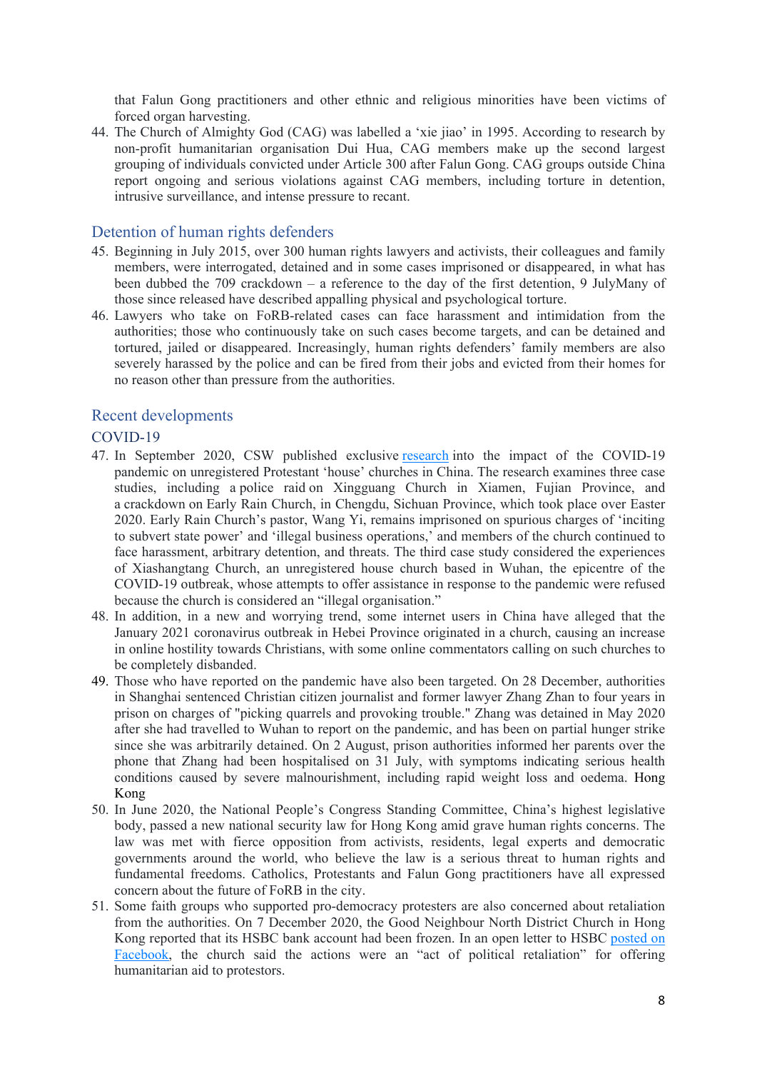that Falun Gong practitioners and other ethnic and religious minorities have been victims of forced organ harvesting.

44. The Church of Almighty God (CAG) was labelled a 'xie jiao' in 1995. According to research by non-profit humanitarian organisation Dui Hua, CAG members make up the second largest grouping of individuals convicted under Article 300 after Falun Gong. CAG groups outside China report ongoing and serious violations against CAG members, including torture in detention, intrusive surveillance, and intense pressure to recant.

## Detention of human rights defenders

45. Beginning in July 2015, over 300 human rights lawyers and activists, their colleagues and family members, were interrogated, detained and in some cases imprisoned or disappeared, in what has been dubbed the 709 crackdown – a reference to the day of the first detention, 9 JulyMany of those since released have described appalling physical and psychological torture.
46. Lawyers who take on FoRB-related cases can face harassment and intimidation from the authorities; those who continuously take on such cases become targets, and can be detained and tortured, jailed or disappeared. Increasingly, human rights defenders' family members are also severely harassed by the police and can be fired from their jobs and evicted from their homes for no reason other than pressure from the authorities.

## Recent developments

### COVID-19

47. In September 2020, CSW published exclusive research into the impact of the COVID-19 pandemic on unregistered Protestant 'house' churches in China. The research examines three case studies, including a police raid on Xingguang Church in Xiamen, Fujian Province, and a crackdown on Early Rain Church, in Chengdu, Sichuan Province, which took place over Easter 2020. Early Rain Church's pastor, Wang Yi, remains imprisoned on spurious charges of 'inciting to subvert state power' and 'illegal business operations,' and members of the church continued to face harassment, arbitrary detention, and threats. The third case study considered the experiences of Xiashangtang Church, an unregistered house church based in Wuhan, the epicentre of the COVID-19 outbreak, whose attempts to offer assistance in response to the pandemic were refused because the church is considered an "illegal organisation."
48. In addition, in a new and worrying trend, some internet users in China have alleged that the January 2021 coronavirus outbreak in Hebei Province originated in a church, causing an increase in online hostility towards Christians, with some online commentators calling on such churches to be completely disbanded.
49. Those who have reported on the pandemic have also been targeted. On 28 December, authorities in Shanghai sentenced Christian citizen journalist and former lawyer Zhang Zhan to four years in prison on charges of "picking quarrels and provoking trouble." Zhang was detained in May 2020 after she had travelled to Wuhan to report on the pandemic, and has been on partial hunger strike since she was arbitrarily detained. On 2 August, prison authorities informed her parents over the phone that Zhang had been hospitalised on 31 July, with symptoms indicating serious health conditions caused by severe malnourishment, including rapid weight loss and oedema.

### Hong Kong

50. In June 2020, the National People's Congress Standing Committee, China's highest legislative body, passed a new national security law for Hong Kong amid grave human rights concerns. The law was met with fierce opposition from activists, residents, legal experts and democratic governments around the world, who believe the law is a serious threat to human rights and fundamental freedoms. Catholics, Protestants and Falun Gong practitioners have all expressed concern about the future of FoRB in the city.
51. Some faith groups who supported pro-democracy protesters are also concerned about retaliation from the authorities. On 7 December 2020, the Good Neighbour North District Church in Hong Kong reported that its HSBC bank account had been frozen. In an open letter to HSBC posted on Facebook, the church said the actions were an "act of political retaliation" for offering humanitarian aid to protestors.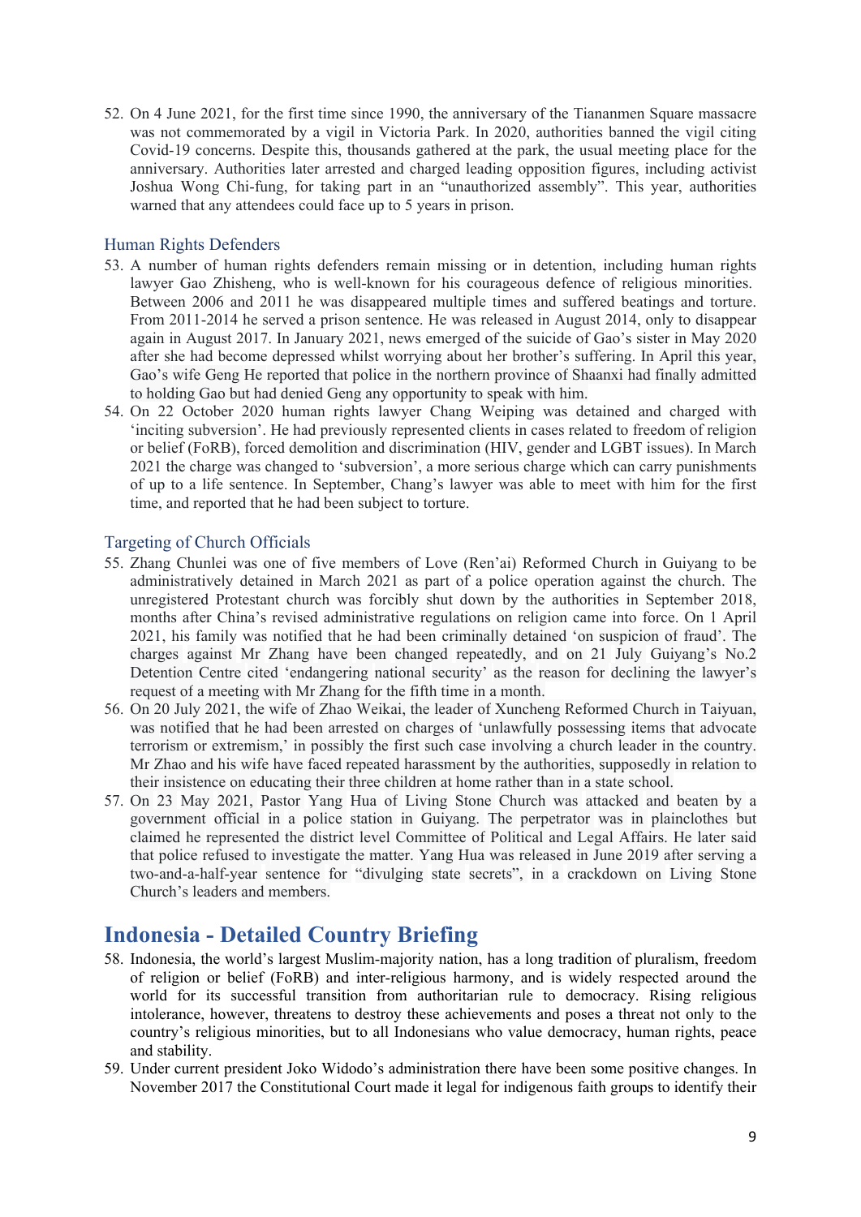52. On 4 June 2021, for the first time since 1990, the anniversary of the Tiananmen Square massacre was not commemorated by a vigil in Victoria Park. In 2020, authorities banned the vigil citing Covid-19 concerns. Despite this, thousands gathered at the park, the usual meeting place for the anniversary. Authorities later arrested and charged leading opposition figures, including activist Joshua Wong Chi-fung, for taking part in an "unauthorized assembly". This year, authorities warned that any attendees could face up to 5 years in prison.

### Human Rights Defenders

53. A number of human rights defenders remain missing or in detention, including human rights lawyer Gao Zhisheng, who is well-known for his courageous defence of religious minorities. Between 2006 and 2011 he was disappeared multiple times and suffered beatings and torture. From 2011-2014 he served a prison sentence. He was released in August 2014, only to disappear again in August 2017. In January 2021, news emerged of the suicide of Gao's sister in May 2020 after she had become depressed whilst worrying about her brother's suffering. In April this year, Gao's wife Geng He reported that police in the northern province of Shaanxi had finally admitted to holding Gao but had denied Geng any opportunity to speak with him.
54. On 22 October 2020 human rights lawyer Chang Weiping was detained and charged with 'inciting subversion'. He had previously represented clients in cases related to freedom of religion or belief (FoRB), forced demolition and discrimination (HIV, gender and LGBT issues). In March 2021 the charge was changed to 'subversion', a more serious charge which can carry punishments of up to a life sentence. In September, Chang's lawyer was able to meet with him for the first time, and reported that he had been subject to torture.

### Targeting of Church Officials

55. Zhang Chunlei was one of five members of Love (Ren'ai) Reformed Church in Guiyang to be administratively detained in March 2021 as part of a police operation against the church. The unregistered Protestant church was forcibly shut down by the authorities in September 2018, months after China's revised administrative regulations on religion came into force. On 1 April 2021, his family was notified that he had been criminally detained 'on suspicion of fraud'. The charges against Mr Zhang have been changed repeatedly, and on 21 July Guiyang's No.2 Detention Centre cited 'endangering national security' as the reason for declining the lawyer's request of a meeting with Mr Zhang for the fifth time in a month.
56. On 20 July 2021, the wife of Zhao Weikai, the leader of Xuncheng Reformed Church in Taiyuan, was notified that he had been arrested on charges of 'unlawfully possessing items that advocate terrorism or extremism,' in possibly the first such case involving a church leader in the country. Mr Zhao and his wife have faced repeated harassment by the authorities, supposedly in relation to their insistence on educating their three children at home rather than in a state school.
57. On 23 May 2021, Pastor Yang Hua of Living Stone Church was attacked and beaten by a government official in a police station in Guiyang. The perpetrator was in plainclothes but claimed he represented the district level Committee of Political and Legal Affairs. He later said that police refused to investigate the matter. Yang Hua was released in June 2019 after serving a two-and-a-half-year sentence for "divulging state secrets", in a crackdown on Living Stone Church's leaders and members.

## Indonesia - Detailed Country Briefing

58. Indonesia, the world's largest Muslim-majority nation, has a long tradition of pluralism, freedom of religion or belief (FoRB) and inter-religious harmony, and is widely respected around the world for its successful transition from authoritarian rule to democracy. Rising religious intolerance, however, threatens to destroy these achievements and poses a threat not only to the country's religious minorities, but to all Indonesians who value democracy, human rights, peace and stability.
59. Under current president Joko Widodo's administration there have been some positive changes. In November 2017 the Constitutional Court made it legal for indigenous faith groups to identify their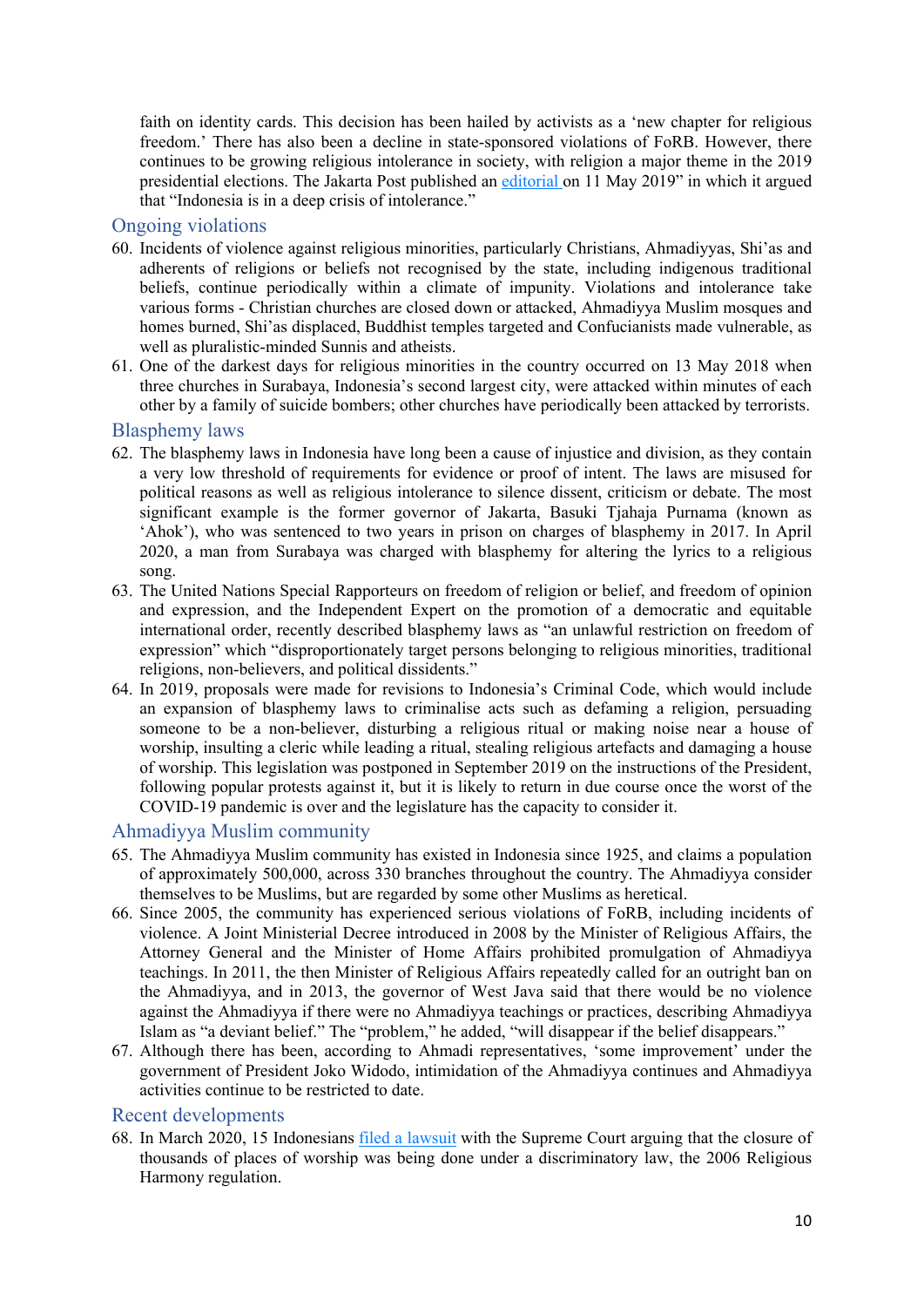faith on identity cards. This decision has been hailed by activists as a 'new chapter for religious freedom.' There has also been a decline in state-sponsored violations of FoRB. However, there continues to be growing religious intolerance in society, with religion a major theme in the 2019 presidential elections. The Jakarta Post published an editorial on 11 May 2019" in which it argued that "Indonesia is in a deep crisis of intolerance."

## Ongoing violations

60. Incidents of violence against religious minorities, particularly Christians, Ahmadiyyas, Shi'as and adherents of religions or beliefs not recognised by the state, including indigenous traditional beliefs, continue periodically within a climate of impunity. Violations and intolerance take various forms - Christian churches are closed down or attacked, Ahmadiyya Muslim mosques and homes burned, Shi'as displaced, Buddhist temples targeted and Confucianists made vulnerable, as well as pluralistic-minded Sunnis and atheists.
61. One of the darkest days for religious minorities in the country occurred on 13 May 2018 when three churches in Surabaya, Indonesia's second largest city, were attacked within minutes of each other by a family of suicide bombers; other churches have periodically been attacked by terrorists.

## Blasphemy laws

62. The blasphemy laws in Indonesia have long been a cause of injustice and division, as they contain a very low threshold of requirements for evidence or proof of intent. The laws are misused for political reasons as well as religious intolerance to silence dissent, criticism or debate. The most significant example is the former governor of Jakarta, Basuki Tjahaja Purnama (known as 'Ahok'), who was sentenced to two years in prison on charges of blasphemy in 2017. In April 2020, a man from Surabaya was charged with blasphemy for altering the lyrics to a religious song.
63. The United Nations Special Rapporteurs on freedom of religion or belief, and freedom of opinion and expression, and the Independent Expert on the promotion of a democratic and equitable international order, recently described blasphemy laws as "an unlawful restriction on freedom of expression" which "disproportionately target persons belonging to religious minorities, traditional religions, non-believers, and political dissidents."
64. In 2019, proposals were made for revisions to Indonesia's Criminal Code, which would include an expansion of blasphemy laws to criminalise acts such as defaming a religion, persuading someone to be a non-believer, disturbing a religious ritual or making noise near a house of worship, insulting a cleric while leading a ritual, stealing religious artefacts and damaging a house of worship. This legislation was postponed in September 2019 on the instructions of the President, following popular protests against it, but it is likely to return in due course once the worst of the COVID-19 pandemic is over and the legislature has the capacity to consider it.

## Ahmadiyya Muslim community

65. The Ahmadiyya Muslim community has existed in Indonesia since 1925, and claims a population of approximately 500,000, across 330 branches throughout the country. The Ahmadiyya consider themselves to be Muslims, but are regarded by some other Muslims as heretical.
66. Since 2005, the community has experienced serious violations of FoRB, including incidents of violence. A Joint Ministerial Decree introduced in 2008 by the Minister of Religious Affairs, the Attorney General and the Minister of Home Affairs prohibited promulgation of Ahmadiyya teachings. In 2011, the then Minister of Religious Affairs repeatedly called for an outright ban on the Ahmadiyya, and in 2013, the governor of West Java said that there would be no violence against the Ahmadiyya if there were no Ahmadiyya teachings or practices, describing Ahmadiyya Islam as "a deviant belief." The "problem," he added, "will disappear if the belief disappears."
67. Although there has been, according to Ahmadi representatives, 'some improvement' under the government of President Joko Widodo, intimidation of the Ahmadiyya continues and Ahmadiyya activities continue to be restricted to date.

## Recent developments

68. In March 2020, 15 Indonesians filed a lawsuit with the Supreme Court arguing that the closure of thousands of places of worship was being done under a discriminatory law, the 2006 Religious Harmony regulation.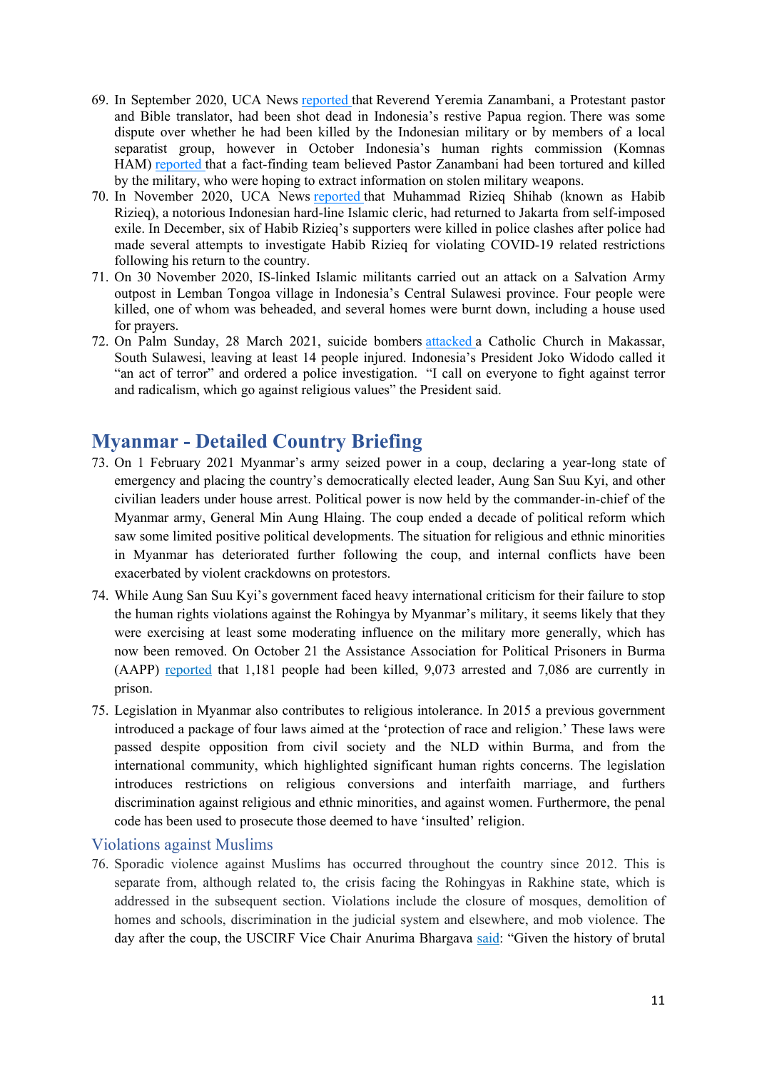69. In September 2020, UCA News reported that Reverend Yeremia Zanambani, a Protestant pastor and Bible translator, had been shot dead in Indonesia's restive Papua region. There was some dispute over whether he had been killed by the Indonesian military or by members of a local separatist group, however in October Indonesia's human rights commission (Komnas HAM) reported that a fact-finding team believed Pastor Zanambani had been tortured and killed by the military, who were hoping to extract information on stolen military weapons.
70. In November 2020, UCA News reported that Muhammad Rizieq Shihab (known as Habib Rizieq), a notorious Indonesian hard-line Islamic cleric, had returned to Jakarta from self-imposed exile. In December, six of Habib Rizieq's supporters were killed in police clashes after police had made several attempts to investigate Habib Rizieq for violating COVID-19 related restrictions following his return to the country.
71. On 30 November 2020, IS-linked Islamic militants carried out an attack on a Salvation Army outpost in Lemban Tongoa village in Indonesia's Central Sulawesi province. Four people were killed, one of whom was beheaded, and several homes were burnt down, including a house used for prayers.
72. On Palm Sunday, 28 March 2021, suicide bombers attacked a Catholic Church in Makassar, South Sulawesi, leaving at least 14 people injured. Indonesia's President Joko Widodo called it "an act of terror" and ordered a police investigation. "I call on everyone to fight against terror and radicalism, which go against religious values" the President said.

## Myanmar - Detailed Country Briefing

73. On 1 February 2021 Myanmar's army seized power in a coup, declaring a year-long state of emergency and placing the country's democratically elected leader, Aung San Suu Kyi, and other civilian leaders under house arrest. Political power is now held by the commander-in-chief of the Myanmar army, General Min Aung Hlaing. The coup ended a decade of political reform which saw some limited positive political developments. The situation for religious and ethnic minorities in Myanmar has deteriorated further following the coup, and internal conflicts have been exacerbated by violent crackdowns on protestors.
74. While Aung San Suu Kyi's government faced heavy international criticism for their failure to stop the human rights violations against the Rohingya by Myanmar's military, it seems likely that they were exercising at least some moderating influence on the military more generally, which has now been removed. On October 21 the Assistance Association for Political Prisoners in Burma (AAPP) reported that 1,181 people had been killed, 9,073 arrested and 7,086 are currently in prison.
75. Legislation in Myanmar also contributes to religious intolerance. In 2015 a previous government introduced a package of four laws aimed at the 'protection of race and religion.' These laws were passed despite opposition from civil society and the NLD within Burma, and from the international community, which highlighted significant human rights concerns. The legislation introduces restrictions on religious conversions and interfaith marriage, and furthers discrimination against religious and ethnic minorities, and against women. Furthermore, the penal code has been used to prosecute those deemed to have 'insulted' religion.

### Violations against Muslims

76. Sporadic violence against Muslims has occurred throughout the country since 2012. This is separate from, although related to, the crisis facing the Rohingyas in Rakhine state, which is addressed in the subsequent section. Violations include the closure of mosques, demolition of homes and schools, discrimination in the judicial system and elsewhere, and mob violence. The day after the coup, the USCIRF Vice Chair Anurima Bhargava said: "Given the history of brutal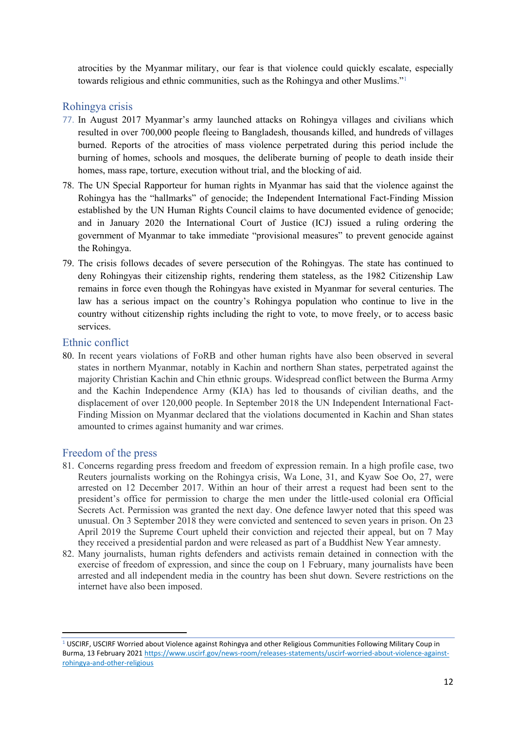atrocities by the Myanmar military, our fear is that violence could quickly escalate, especially towards religious and ethnic communities, such as the Rohingya and other Muslims."[1]

## Rohingya crisis

77. In August 2017 Myanmar's army launched attacks on Rohingya villages and civilians which resulted in over 700,000 people fleeing to Bangladesh, thousands killed, and hundreds of villages burned. Reports of the atrocities of mass violence perpetrated during this period include the burning of homes, schools and mosques, the deliberate burning of people to death inside their homes, mass rape, torture, execution without trial, and the blocking of aid.
78. The UN Special Rapporteur for human rights in Myanmar has said that the violence against the Rohingya has the "hallmarks" of genocide; the Independent International Fact-Finding Mission established by the UN Human Rights Council claims to have documented evidence of genocide; and in January 2020 the International Court of Justice (ICJ) issued a ruling ordering the government of Myanmar to take immediate "provisional measures" to prevent genocide against the Rohingya.
79. The crisis follows decades of severe persecution of the Rohingyas. The state has continued to deny Rohingyas their citizenship rights, rendering them stateless, as the 1982 Citizenship Law remains in force even though the Rohingyas have existed in Myanmar for several centuries. The law has a serious impact on the country's Rohingya population who continue to live in the country without citizenship rights including the right to vote, to move freely, or to access basic services.

## Ethnic conflict

80. In recent years violations of FoRB and other human rights have also been observed in several states in northern Myanmar, notably in Kachin and northern Shan states, perpetrated against the majority Christian Kachin and Chin ethnic groups. Widespread conflict between the Burma Army and the Kachin Independence Army (KIA) has led to thousands of civilian deaths, and the displacement of over 120,000 people. In September 2018 the UN Independent International Fact-Finding Mission on Myanmar declared that the violations documented in Kachin and Shan states amounted to crimes against humanity and war crimes.

## Freedom of the press

81. Concerns regarding press freedom and freedom of expression remain. In a high profile case, two Reuters journalists working on the Rohingya crisis, Wa Lone, 31, and Kyaw Soe Oo, 27, were arrested on 12 December 2017. Within an hour of their arrest a request had been sent to the president's office for permission to charge the men under the little-used colonial era Official Secrets Act. Permission was granted the next day. One defence lawyer noted that this speed was unusual. On 3 September 2018 they were convicted and sentenced to seven years in prison. On 23 April 2019 the Supreme Court upheld their conviction and rejected their appeal, but on 7 May they received a presidential pardon and were released as part of a Buddhist New Year amnesty.
82. Many journalists, human rights defenders and activists remain detained in connection with the exercise of freedom of expression, and since the coup on 1 February, many journalists have been arrested and all independent media in the country has been shut down. Severe restrictions on the internet have also been imposed.

---

[1] USCIRF, USCIRF Worried about Violence against Rohingya and other Religious Communities Following Military Coup in Burma, 13 February 2021 https://www.uscirf.gov/news-room/releases-statements/uscirf-worried-about-violence-against-rohingya-and-other-religious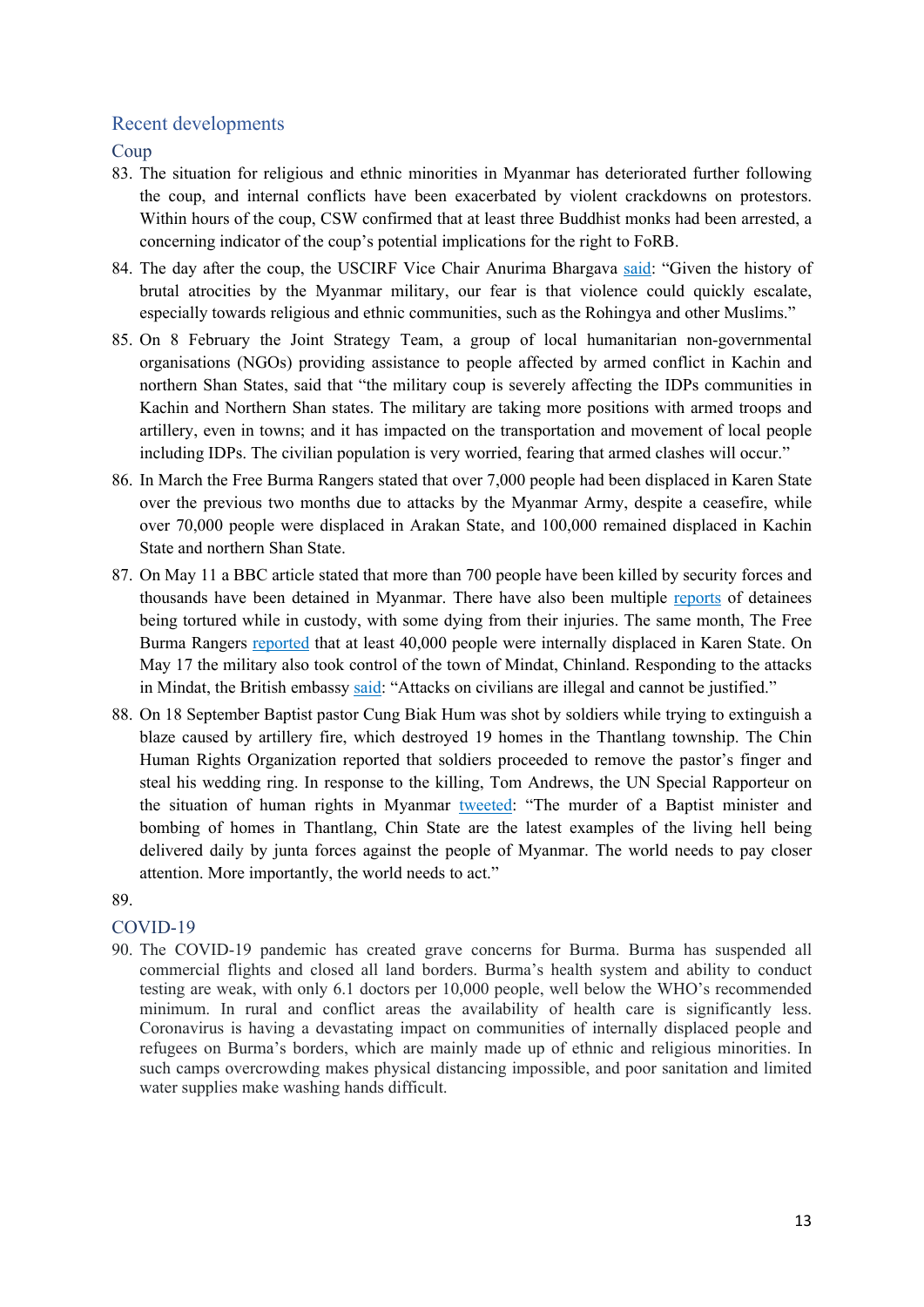## Recent developments

### Coup

83. The situation for religious and ethnic minorities in Myanmar has deteriorated further following the coup, and internal conflicts have been exacerbated by violent crackdowns on protestors. Within hours of the coup, CSW confirmed that at least three Buddhist monks had been arrested, a concerning indicator of the coup's potential implications for the right to FoRB.

84. The day after the coup, the USCIRF Vice Chair Anurima Bhargava said: "Given the history of brutal atrocities by the Myanmar military, our fear is that violence could quickly escalate, especially towards religious and ethnic communities, such as the Rohingya and other Muslims."

85. On 8 February the Joint Strategy Team, a group of local humanitarian non-governmental organisations (NGOs) providing assistance to people affected by armed conflict in Kachin and northern Shan States, said that "the military coup is severely affecting the IDPs communities in Kachin and Northern Shan states. The military are taking more positions with armed troops and artillery, even in towns; and it has impacted on the transportation and movement of local people including IDPs. The civilian population is very worried, fearing that armed clashes will occur."

86. In March the Free Burma Rangers stated that over 7,000 people had been displaced in Karen State over the previous two months due to attacks by the Myanmar Army, despite a ceasefire, while over 70,000 people were displaced in Arakan State, and 100,000 remained displaced in Kachin State and northern Shan State.

87. On May 11 a BBC article stated that more than 700 people have been killed by security forces and thousands have been detained in Myanmar. There have also been multiple reports of detainees being tortured while in custody, with some dying from their injuries. The same month, The Free Burma Rangers reported that at least 40,000 people were internally displaced in Karen State. On May 17 the military also took control of the town of Mindat, Chinland. Responding to the attacks in Mindat, the British embassy said: "Attacks on civilians are illegal and cannot be justified."

88. On 18 September Baptist pastor Cung Biak Hum was shot by soldiers while trying to extinguish a blaze caused by artillery fire, which destroyed 19 homes in the Thantlang township. The Chin Human Rights Organization reported that soldiers proceeded to remove the pastor's finger and steal his wedding ring. In response to the killing, Tom Andrews, the UN Special Rapporteur on the situation of human rights in Myanmar tweeted: "The murder of a Baptist minister and bombing of homes in Thantlang, Chin State are the latest examples of the living hell being delivered daily by junta forces against the people of Myanmar. The world needs to pay closer attention. More importantly, the world needs to act."

89.

### COVID-19

90. The COVID-19 pandemic has created grave concerns for Burma. Burma has suspended all commercial flights and closed all land borders. Burma's health system and ability to conduct testing are weak, with only 6.1 doctors per 10,000 people, well below the WHO's recommended minimum. In rural and conflict areas the availability of health care is significantly less. Coronavirus is having a devastating impact on communities of internally displaced people and refugees on Burma's borders, which are mainly made up of ethnic and religious minorities. In such camps overcrowding makes physical distancing impossible, and poor sanitation and limited water supplies make washing hands difficult.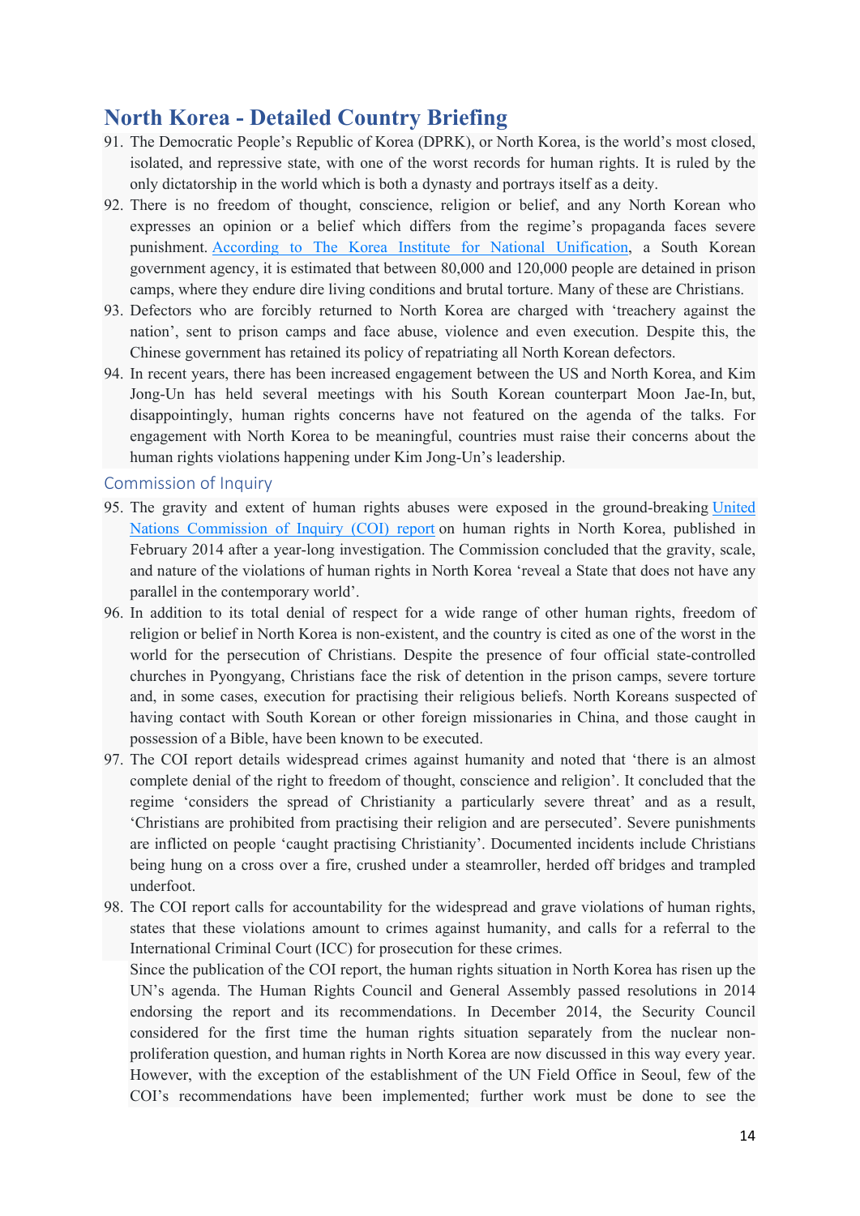# North Korea - Detailed Country Briefing

91. The Democratic People's Republic of Korea (DPRK), or North Korea, is the world's most closed, isolated, and repressive state, with one of the worst records for human rights. It is ruled by the only dictatorship in the world which is both a dynasty and portrays itself as a deity.
92. There is no freedom of thought, conscience, religion or belief, and any North Korean who expresses an opinion or a belief which differs from the regime's propaganda faces severe punishment. According to The Korea Institute for National Unification, a South Korean government agency, it is estimated that between 80,000 and 120,000 people are detained in prison camps, where they endure dire living conditions and brutal torture. Many of these are Christians.
93. Defectors who are forcibly returned to North Korea are charged with 'treachery against the nation', sent to prison camps and face abuse, violence and even execution. Despite this, the Chinese government has retained its policy of repatriating all North Korean defectors.
94. In recent years, there has been increased engagement between the US and North Korea, and Kim Jong-Un has held several meetings with his South Korean counterpart Moon Jae-In, but, disappointingly, human rights concerns have not featured on the agenda of the talks. For engagement with North Korea to be meaningful, countries must raise their concerns about the human rights violations happening under Kim Jong-Un's leadership.

## Commission of Inquiry

95. The gravity and extent of human rights abuses were exposed in the ground-breaking United Nations Commission of Inquiry (COI) report on human rights in North Korea, published in February 2014 after a year-long investigation. The Commission concluded that the gravity, scale, and nature of the violations of human rights in North Korea 'reveal a State that does not have any parallel in the contemporary world'.
96. In addition to its total denial of respect for a wide range of other human rights, freedom of religion or belief in North Korea is non-existent, and the country is cited as one of the worst in the world for the persecution of Christians. Despite the presence of four official state-controlled churches in Pyongyang, Christians face the risk of detention in the prison camps, severe torture and, in some cases, execution for practising their religious beliefs. North Koreans suspected of having contact with South Korean or other foreign missionaries in China, and those caught in possession of a Bible, have been known to be executed.
97. The COI report details widespread crimes against humanity and noted that 'there is an almost complete denial of the right to freedom of thought, conscience and religion'. It concluded that the regime 'considers the spread of Christianity a particularly severe threat' and as a result, 'Christians are prohibited from practising their religion and are persecuted'. Severe punishments are inflicted on people 'caught practising Christianity'. Documented incidents include Christians being hung on a cross over a fire, crushed under a steamroller, herded off bridges and trampled underfoot.
98. The COI report calls for accountability for the widespread and grave violations of human rights, states that these violations amount to crimes against humanity, and calls for a referral to the International Criminal Court (ICC) for prosecution for these crimes.

Since the publication of the COI report, the human rights situation in North Korea has risen up the UN's agenda. The Human Rights Council and General Assembly passed resolutions in 2014 endorsing the report and its recommendations. In December 2014, the Security Council considered for the first time the human rights situation separately from the nuclear non-proliferation question, and human rights in North Korea are now discussed in this way every year. However, with the exception of the establishment of the UN Field Office in Seoul, few of the COI's recommendations have been implemented; further work must be done to see the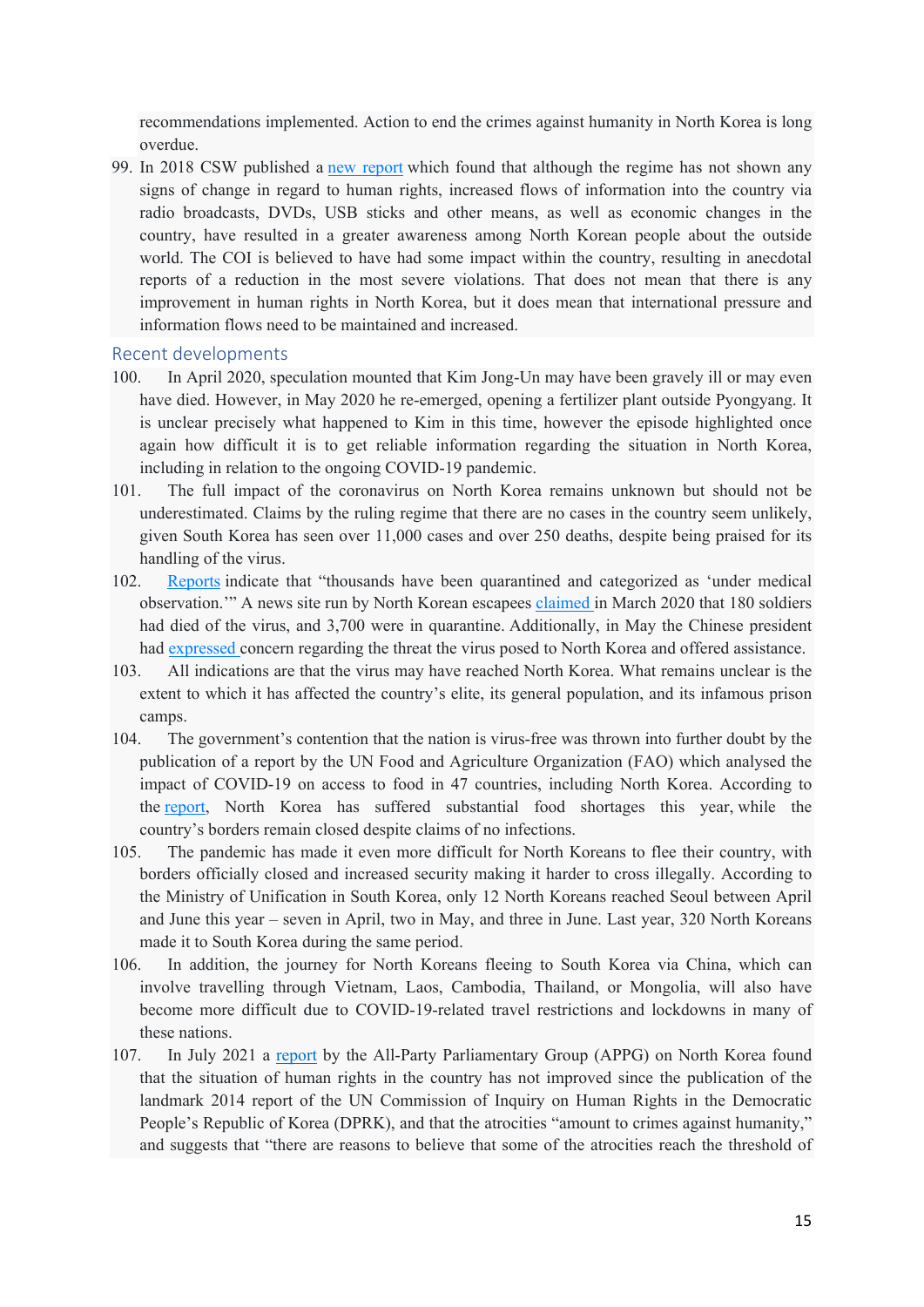recommendations implemented. Action to end the crimes against humanity in North Korea is long overdue.

99. In 2018 CSW published a new report which found that although the regime has not shown any signs of change in regard to human rights, increased flows of information into the country via radio broadcasts, DVDs, USB sticks and other means, as well as economic changes in the country, have resulted in a greater awareness among North Korean people about the outside world. The COI is believed to have had some impact within the country, resulting in anecdotal reports of a reduction in the most severe violations. That does not mean that there is any improvement in human rights in North Korea, but it does mean that international pressure and information flows need to be maintained and increased.

## Recent developments

100. In April 2020, speculation mounted that Kim Jong-Un may have been gravely ill or may even have died. However, in May 2020 he re-emerged, opening a fertilizer plant outside Pyongyang. It is unclear precisely what happened to Kim in this time, however the episode highlighted once again how difficult it is to get reliable information regarding the situation in North Korea, including in relation to the ongoing COVID-19 pandemic.

101. The full impact of the coronavirus on North Korea remains unknown but should not be underestimated. Claims by the ruling regime that there are no cases in the country seem unlikely, given South Korea has seen over 11,000 cases and over 250 deaths, despite being praised for its handling of the virus.

102. Reports indicate that "thousands have been quarantined and categorized as 'under medical observation.'" A news site run by North Korean escapees claimed in March 2020 that 180 soldiers had died of the virus, and 3,700 were in quarantine. Additionally, in May the Chinese president had expressed concern regarding the threat the virus posed to North Korea and offered assistance.

103. All indications are that the virus may have reached North Korea. What remains unclear is the extent to which it has affected the country's elite, its general population, and its infamous prison camps.

104. The government's contention that the nation is virus-free was thrown into further doubt by the publication of a report by the UN Food and Agriculture Organization (FAO) which analysed the impact of COVID-19 on access to food in 47 countries, including North Korea. According to the report, North Korea has suffered substantial food shortages this year, while the country's borders remain closed despite claims of no infections.

105. The pandemic has made it even more difficult for North Koreans to flee their country, with borders officially closed and increased security making it harder to cross illegally. According to the Ministry of Unification in South Korea, only 12 North Koreans reached Seoul between April and June this year – seven in April, two in May, and three in June. Last year, 320 North Koreans made it to South Korea during the same period.

106. In addition, the journey for North Koreans fleeing to South Korea via China, which can involve travelling through Vietnam, Laos, Cambodia, Thailand, or Mongolia, will also have become more difficult due to COVID-19-related travel restrictions and lockdowns in many of these nations.

107. In July 2021 a report by the All-Party Parliamentary Group (APPG) on North Korea found that the situation of human rights in the country has not improved since the publication of the landmark 2014 report of the UN Commission of Inquiry on Human Rights in the Democratic People's Republic of Korea (DPRK), and that the atrocities "amount to crimes against humanity," and suggests that "there are reasons to believe that some of the atrocities reach the threshold of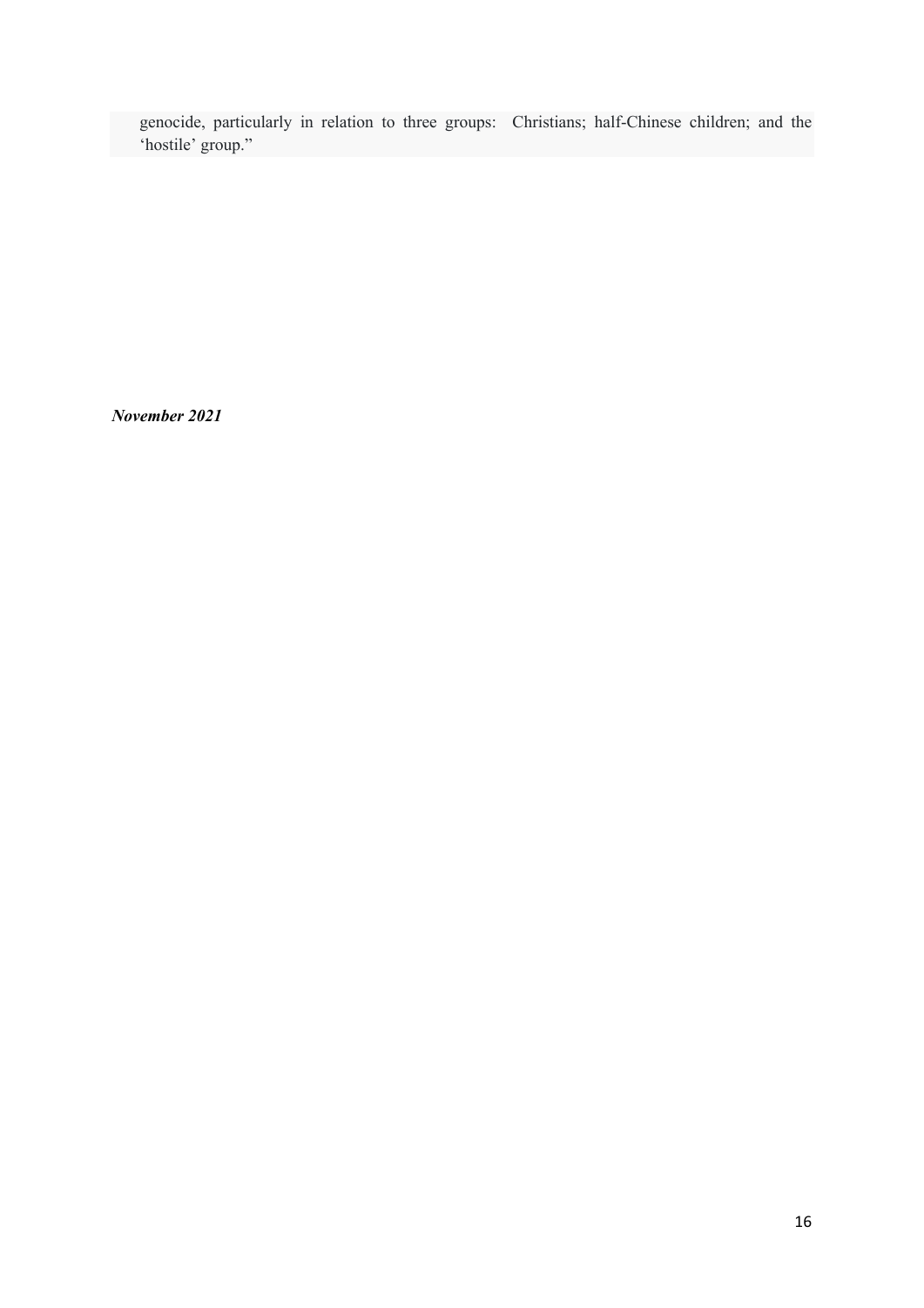> genocide, particularly in relation to three groups: Christians; half-Chinese children; and the 'hostile' group."

***November 2021***